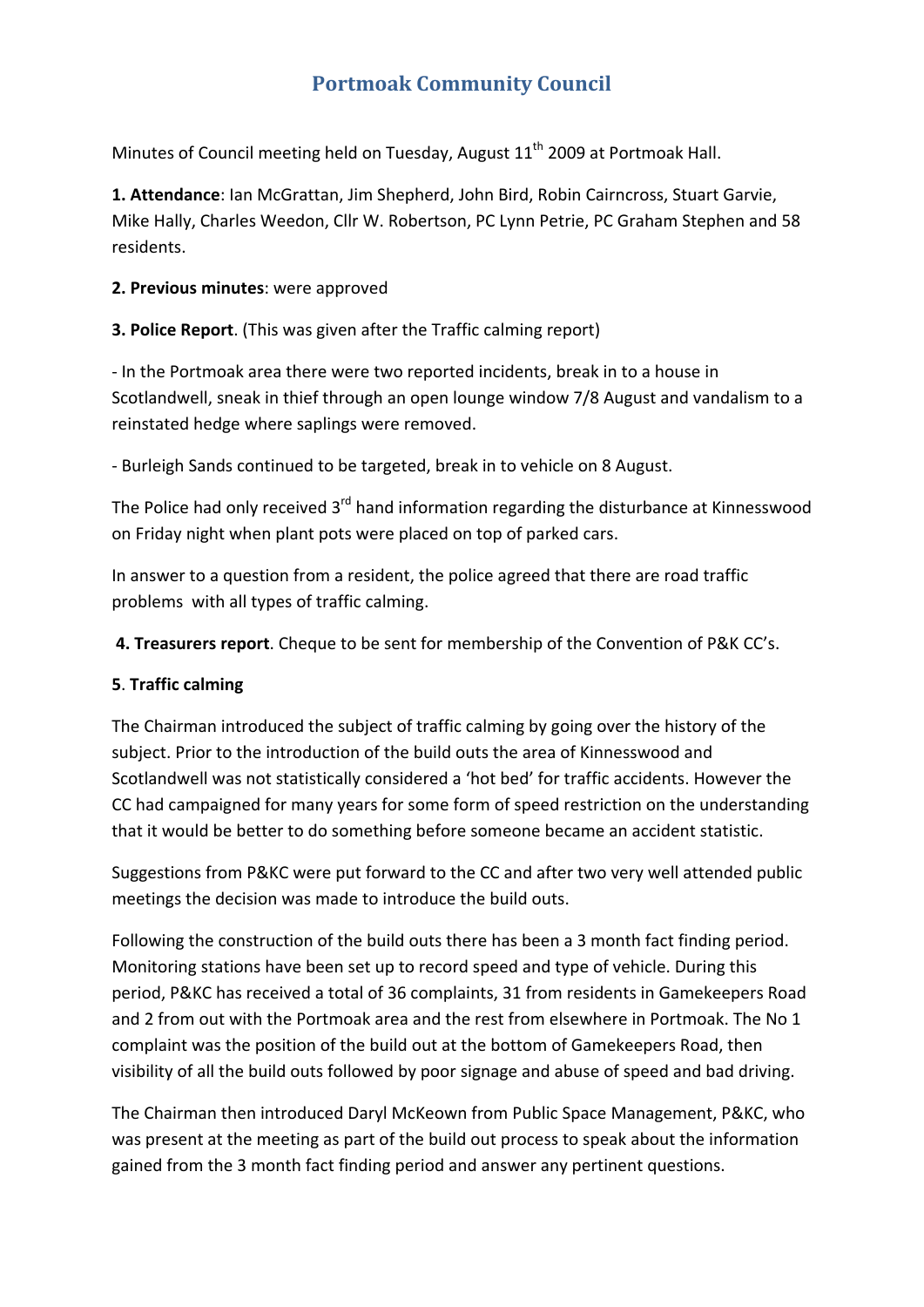# Portmoak Community Council

Minutes of Council meeting held on Tuesday, August 11th 2009 at Portmoak Hall.

**1. Attendance**: Ian McGrattan, Jim Shepherd, John Bird, Robin Cairncross, Stuart Garvie, Mike Hally, Charles Weedon, Cllr W. Robertson, PC Lynn Petrie, PC Graham Stephen and 58 residents.

**2. Previous minutes**: were approved

**3. Police Report**. (This was given after the Traffic calming report)

- In the Portmoak area there were two reported incidents, break in to a house in Scotlandwell, sneak in thief through an open lounge window 7/8 August and vandalism to a reinstated hedge where saplings were removed.

- Burleigh Sands continued to be targeted, break in to vehicle on 8 August.

The Police had only received 3rd hand information regarding the disturbance at Kinnesswood on Friday night when plant pots were placed on top of parked cars.

In answer to a question from a resident, the police agreed that there are road traffic problems with all types of traffic calming.

**4. Treasurers report**. Cheque to be sent for membership of the Convention of P&K CC's.

**5**. **Traffic calming**

The Chairman introduced the subject of traffic calming by going over the history of the subject. Prior to the introduction of the build outs the area of Kinnesswood and Scotlandwell was not statistically considered a 'hot bed' for traffic accidents. However the CC had campaigned for many years for some form of speed restriction on the understanding that it would be better to do something before someone became an accident statistic.

Suggestions from P&KC were put forward to the CC and after two very well attended public meetings the decision was made to introduce the build outs.

Following the construction of the build outs there has been a 3 month fact finding period. Monitoring stations have been set up to record speed and type of vehicle. During this period, P&KC has received a total of 36 complaints, 31 from residents in Gamekeepers Road and 2 from out with the Portmoak area and the rest from elsewhere in Portmoak. The No 1 complaint was the position of the build out at the bottom of Gamekeepers Road, then visibility of all the build outs followed by poor signage and abuse of speed and bad driving.

The Chairman then introduced Daryl McKeown from Public Space Management, P&KC, who was present at the meeting as part of the build out process to speak about the information gained from the 3 month fact finding period and answer any pertinent questions.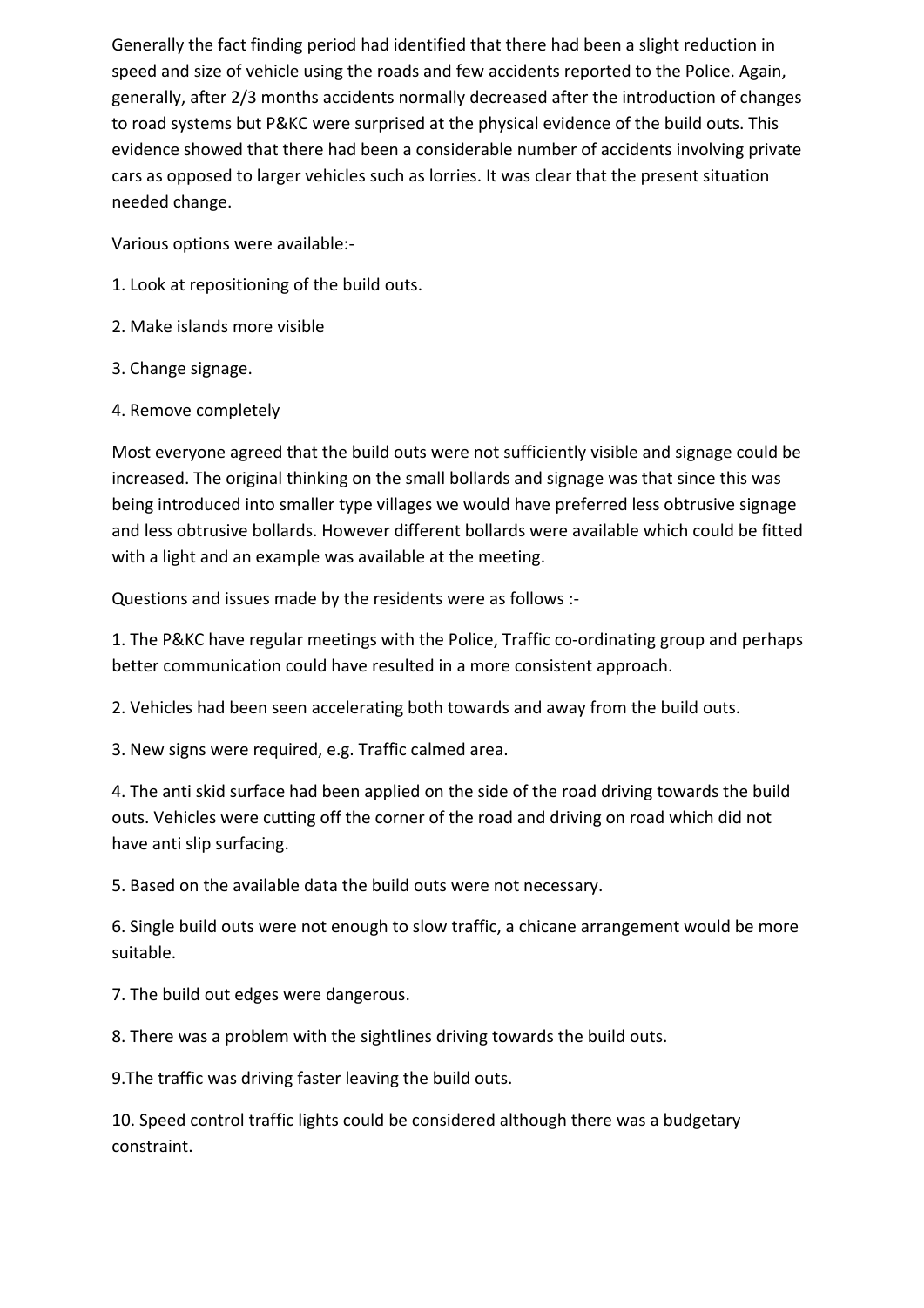Generally the fact finding period had identified that there had been a slight reduction in speed and size of vehicle using the roads and few accidents reported to the Police. Again, generally, after 2/3 months accidents normally decreased after the introduction of changes to road systems but P&KC were surprised at the physical evidence of the build outs. This evidence showed that there had been a considerable number of accidents involving private cars as opposed to larger vehicles such as lorries. It was clear that the present situation needed change.

Various options were available:-

1. Look at repositioning of the build outs.
2. Make islands more visible
3. Change signage.
4. Remove completely

Most everyone agreed that the build outs were not sufficiently visible and signage could be increased. The original thinking on the small bollards and signage was that since this was being introduced into smaller type villages we would have preferred less obtrusive signage and less obtrusive bollards. However different bollards were available which could be fitted with a light and an example was available at the meeting.

Questions and issues made by the residents were as follows :-

1. The P&KC have regular meetings with the Police, Traffic co-ordinating group and perhaps better communication could have resulted in a more consistent approach.
2. Vehicles had been seen accelerating both towards and away from the build outs.
3. New signs were required, e.g. Traffic calmed area.
4. The anti skid surface had been applied on the side of the road driving towards the build outs. Vehicles were cutting off the corner of the road and driving on road which did not have anti slip surfacing.
5. Based on the available data the build outs were not necessary.
6. Single build outs were not enough to slow traffic, a chicane arrangement would be more suitable.
7. The build out edges were dangerous.
8. There was a problem with the sightlines driving towards the build outs.
9. The traffic was driving faster leaving the build outs.
10. Speed control traffic lights could be considered although there was a budgetary constraint.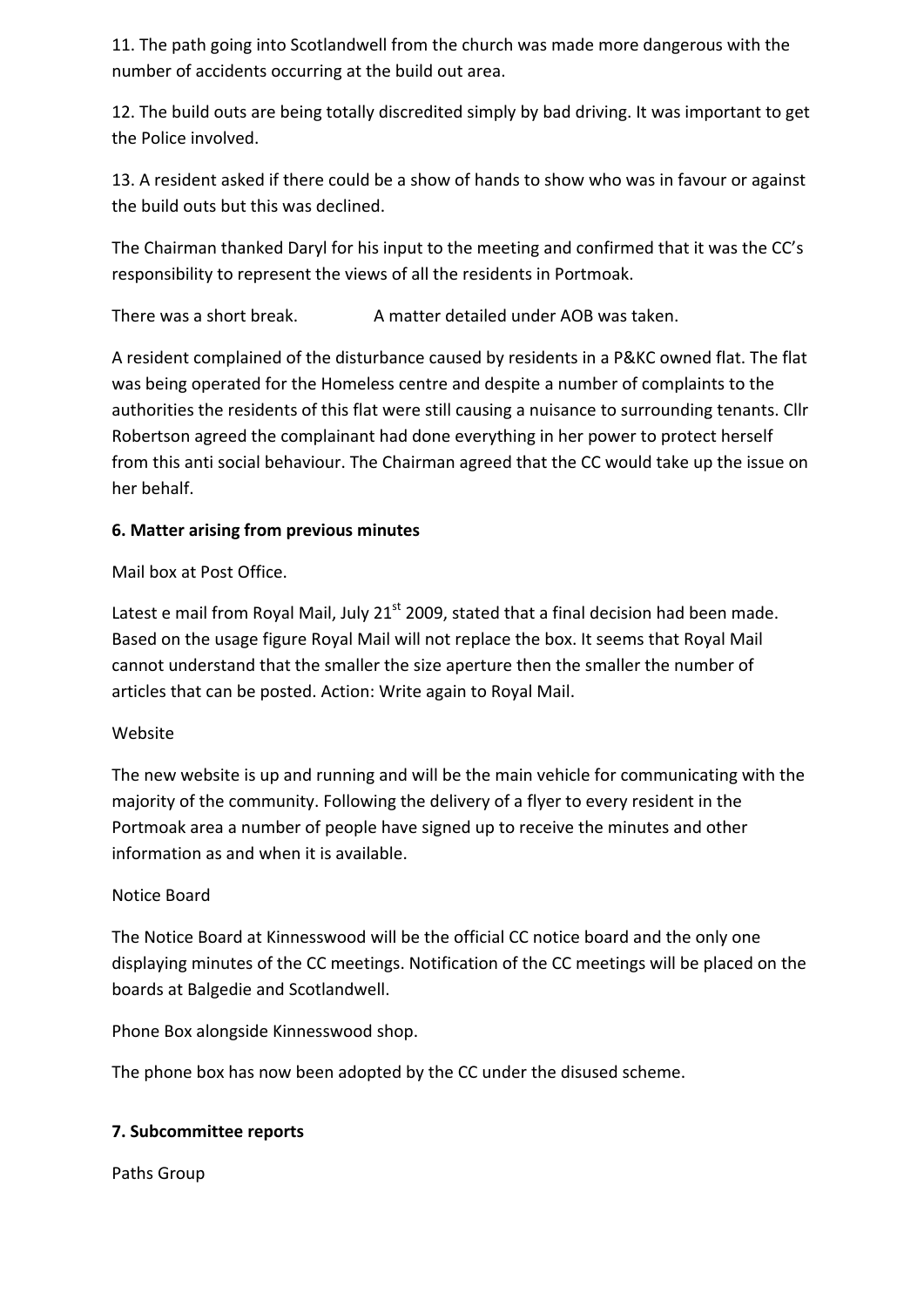11. The path going into Scotlandwell from the church was made more dangerous with the number of accidents occurring at the build out area.

12. The build outs are being totally discredited simply by bad driving. It was important to get the Police involved.

13. A resident asked if there could be a show of hands to show who was in favour or against the build outs but this was declined.

The Chairman thanked Daryl for his input to the meeting and confirmed that it was the CC's responsibility to represent the views of all the residents in Portmoak.

There was a short break.   A matter detailed under AOB was taken.

A resident complained of the disturbance caused by residents in a P&KC owned flat. The flat was being operated for the Homeless centre and despite a number of complaints to the authorities the residents of this flat were still causing a nuisance to surrounding tenants. Cllr Robertson agreed the complainant had done everything in her power to protect herself from this anti social behaviour. The Chairman agreed that the CC would take up the issue on her behalf.

**6. Matter arising from previous minutes**

Mail box at Post Office.

Latest e mail from Royal Mail, July 21st 2009, stated that a final decision had been made. Based on the usage figure Royal Mail will not replace the box. It seems that Royal Mail cannot understand that the smaller the size aperture then the smaller the number of articles that can be posted. Action: Write again to Royal Mail.

Website

The new website is up and running and will be the main vehicle for communicating with the majority of the community. Following the delivery of a flyer to every resident in the Portmoak area a number of people have signed up to receive the minutes and other information as and when it is available.

Notice Board

The Notice Board at Kinnesswood will be the official CC notice board and the only one displaying minutes of the CC meetings. Notification of the CC meetings will be placed on the boards at Balgedie and Scotlandwell.

Phone Box alongside Kinnesswood shop.

The phone box has now been adopted by the CC under the disused scheme.

**7. Subcommittee reports**

Paths Group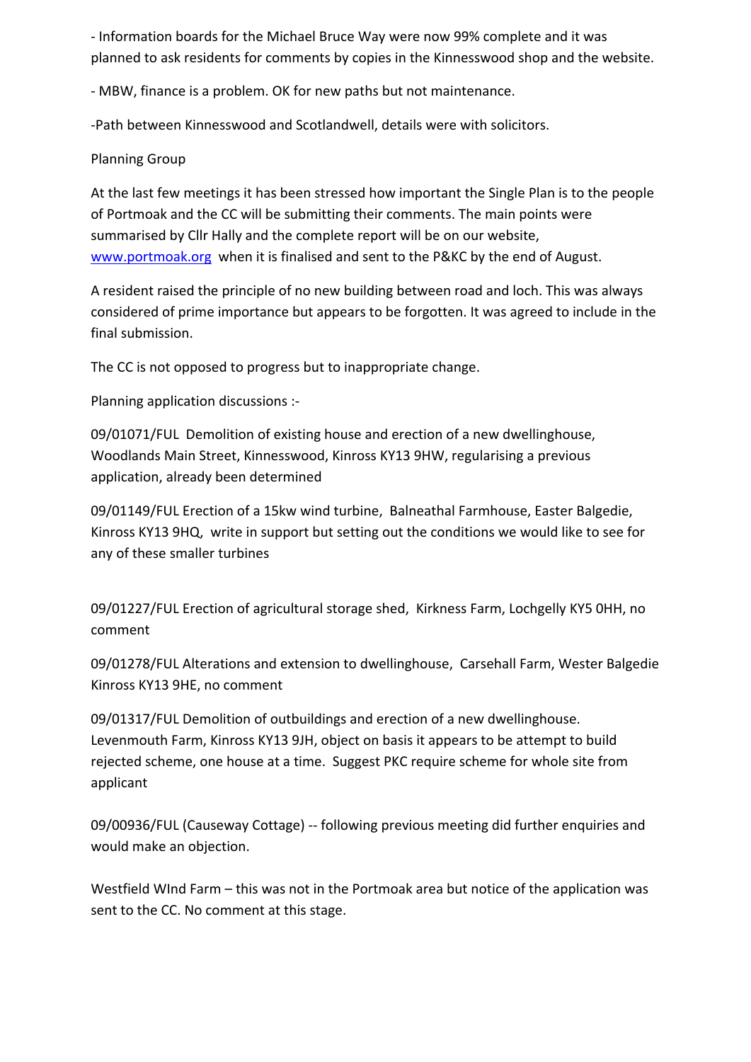- Information boards for the Michael Bruce Way were now 99% complete and it was planned to ask residents for comments by copies in the Kinnesswood shop and the website.

- MBW, finance is a problem. OK for new paths but not maintenance.

-Path between Kinnesswood and Scotlandwell, details were with solicitors.

Planning Group

At the last few meetings it has been stressed how important the Single Plan is to the people of Portmoak and the CC will be submitting their comments. The main points were summarised by Cllr Hally and the complete report will be on our website, [www.portmoak.org](www.portmoak.org) when it is finalised and sent to the P&KC by the end of August.

A resident raised the principle of no new building between road and loch. This was always considered of prime importance but appears to be forgotten. It was agreed to include in the final submission.

The CC is not opposed to progress but to inappropriate change.

Planning application discussions :-

09/01071/FUL Demolition of existing house and erection of a new dwellinghouse, Woodlands Main Street, Kinnesswood, Kinross KY13 9HW, regularising a previous application, already been determined

09/01149/FUL Erection of a 15kw wind turbine, Balneathal Farmhouse, Easter Balgedie, Kinross KY13 9HQ, write in support but setting out the conditions we would like to see for any of these smaller turbines

09/01227/FUL Erection of agricultural storage shed, Kirkness Farm, Lochgelly KY5 0HH, no comment

09/01278/FUL Alterations and extension to dwellinghouse, Carsehall Farm, Wester Balgedie Kinross KY13 9HE, no comment

09/01317/FUL Demolition of outbuildings and erection of a new dwellinghouse. Levenmouth Farm, Kinross KY13 9JH, object on basis it appears to be attempt to build rejected scheme, one house at a time. Suggest PKC require scheme for whole site from applicant

09/00936/FUL (Causeway Cottage) -- following previous meeting did further enquiries and would make an objection.

Westfield WInd Farm – this was not in the Portmoak area but notice of the application was sent to the CC. No comment at this stage.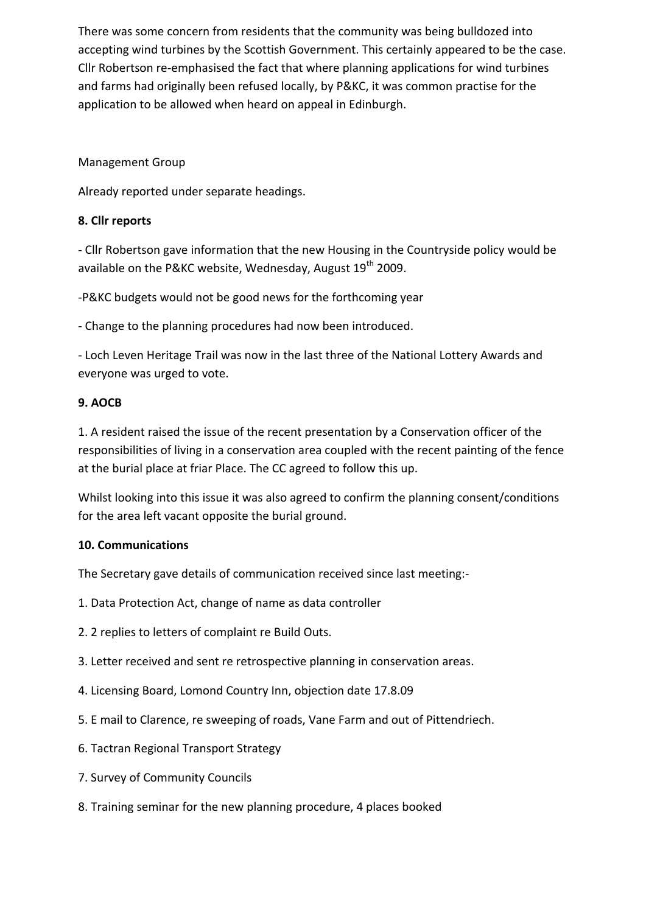There was some concern from residents that the community was being bulldozed into accepting wind turbines by the Scottish Government. This certainly appeared to be the case. Cllr Robertson re-emphasised the fact that where planning applications for wind turbines and farms had originally been refused locally, by P&KC, it was common practise for the application to be allowed when heard on appeal in Edinburgh.

Management Group

Already reported under separate headings.

**8. Cllr reports**

- Cllr Robertson gave information that the new Housing in the Countryside policy would be available on the P&KC website, Wednesday, August 19th 2009.

-P&KC budgets would not be good news for the forthcoming year

- Change to the planning procedures had now been introduced.

- Loch Leven Heritage Trail was now in the last three of the National Lottery Awards and everyone was urged to vote.

**9. AOCB**

1. A resident raised the issue of the recent presentation by a Conservation officer of the responsibilities of living in a conservation area coupled with the recent painting of the fence at the burial place at friar Place. The CC agreed to follow this up.

Whilst looking into this issue it was also agreed to confirm the planning consent/conditions for the area left vacant opposite the burial ground.

**10. Communications**

The Secretary gave details of communication received since last meeting:-

1. Data Protection Act, change of name as data controller
2. 2 replies to letters of complaint re Build Outs.
3. Letter received and sent re retrospective planning in conservation areas.
4. Licensing Board, Lomond Country Inn, objection date 17.8.09
5. E mail to Clarence, re sweeping of roads, Vane Farm and out of Pittendriech.
6. Tactran Regional Transport Strategy
7. Survey of Community Councils
8. Training seminar for the new planning procedure, 4 places booked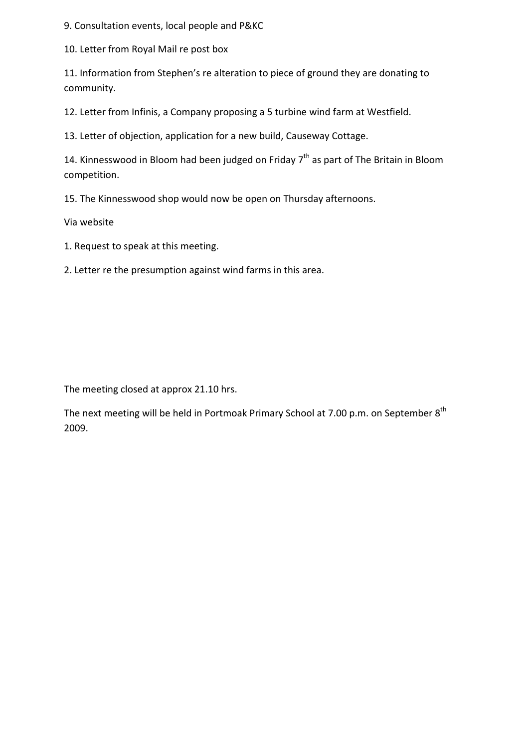9. Consultation events, local people and P&KC

10. Letter from Royal Mail re post box

11. Information from Stephen's re alteration to piece of ground they are donating to community.

12. Letter from Infinis, a Company proposing a 5 turbine wind farm at Westfield.

13. Letter of objection, application for a new build, Causeway Cottage.

14. Kinnesswood in Bloom had been judged on Friday 7th as part of The Britain in Bloom competition.

15. The Kinnesswood shop would now be open on Thursday afternoons.

Via website

1. Request to speak at this meeting.

2. Letter re the presumption against wind farms in this area.

The meeting closed at approx 21.10 hrs.

The next meeting will be held in Portmoak Primary School at 7.00 p.m. on September 8th 2009.